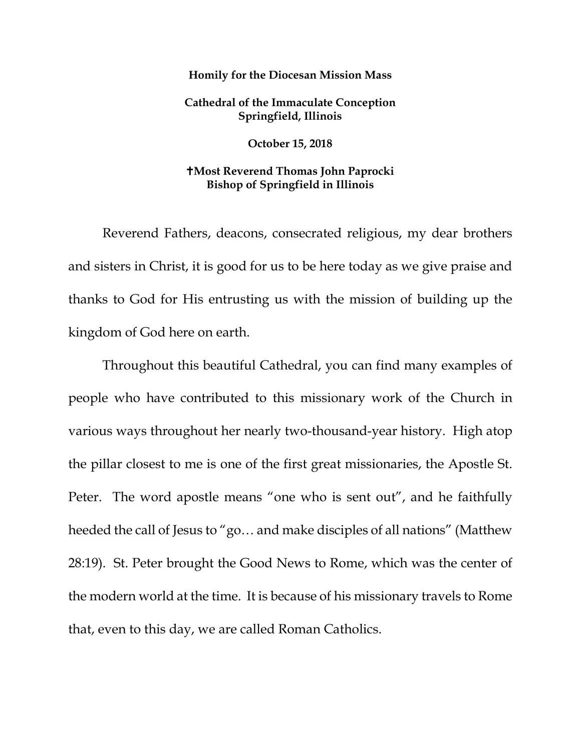**Homily for the Diocesan Mission Mass**

**Cathedral of the Immaculate Conception**
**Springfield, Illinois**

**October 15, 2018**

**✝Most Reverend Thomas John Paprocki**
**Bishop of Springfield in Illinois**

Reverend Fathers, deacons, consecrated religious, my dear brothers and sisters in Christ, it is good for us to be here today as we give praise and thanks to God for His entrusting us with the mission of building up the kingdom of God here on earth.

Throughout this beautiful Cathedral, you can find many examples of people who have contributed to this missionary work of the Church in various ways throughout her nearly two-thousand-year history. High atop the pillar closest to me is one of the first great missionaries, the Apostle St. Peter. The word apostle means "one who is sent out", and he faithfully heeded the call of Jesus to "go… and make disciples of all nations" (Matthew 28:19). St. Peter brought the Good News to Rome, which was the center of the modern world at the time. It is because of his missionary travels to Rome that, even to this day, we are called Roman Catholics.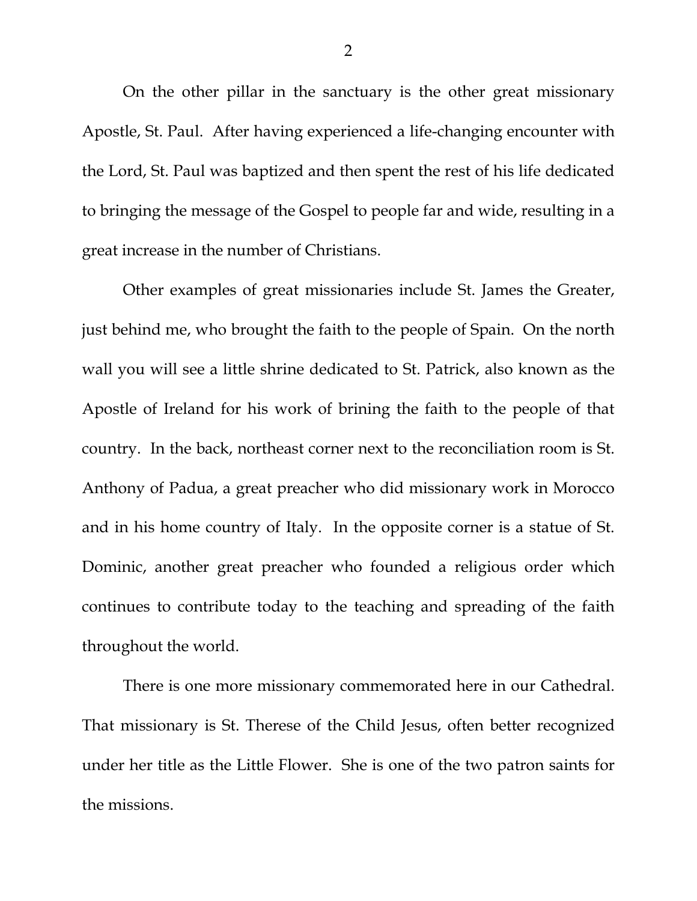On the other pillar in the sanctuary is the other great missionary Apostle, St. Paul. After having experienced a life-changing encounter with the Lord, St. Paul was baptized and then spent the rest of his life dedicated to bringing the message of the Gospel to people far and wide, resulting in a great increase in the number of Christians.

Other examples of great missionaries include St. James the Greater, just behind me, who brought the faith to the people of Spain. On the north wall you will see a little shrine dedicated to St. Patrick, also known as the Apostle of Ireland for his work of brining the faith to the people of that country. In the back, northeast corner next to the reconciliation room is St. Anthony of Padua, a great preacher who did missionary work in Morocco and in his home country of Italy. In the opposite corner is a statue of St. Dominic, another great preacher who founded a religious order which continues to contribute today to the teaching and spreading of the faith throughout the world.

There is one more missionary commemorated here in our Cathedral. That missionary is St. Therese of the Child Jesus, often better recognized under her title as the Little Flower. She is one of the two patron saints for the missions.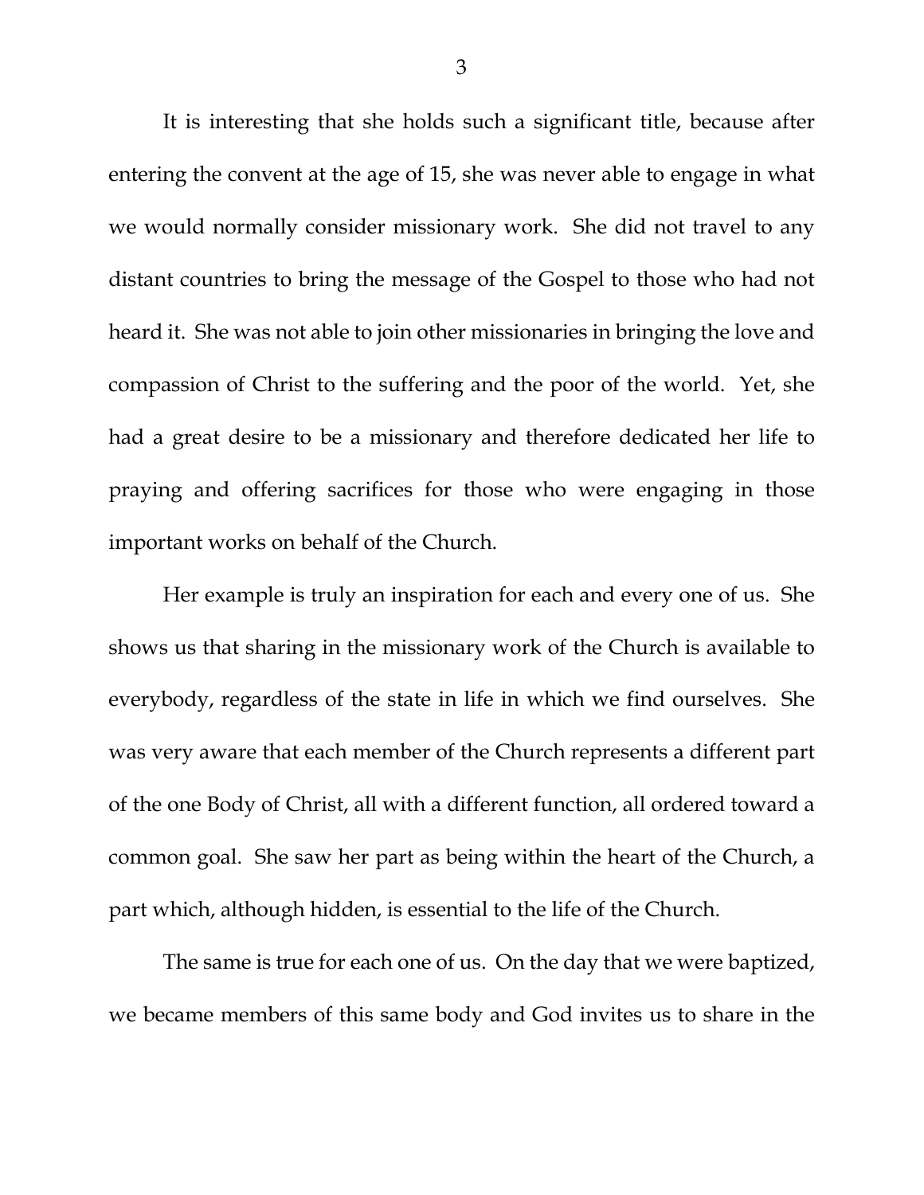It is interesting that she holds such a significant title, because after entering the convent at the age of 15, she was never able to engage in what we would normally consider missionary work. She did not travel to any distant countries to bring the message of the Gospel to those who had not heard it. She was not able to join other missionaries in bringing the love and compassion of Christ to the suffering and the poor of the world. Yet, she had a great desire to be a missionary and therefore dedicated her life to praying and offering sacrifices for those who were engaging in those important works on behalf of the Church.

Her example is truly an inspiration for each and every one of us. She shows us that sharing in the missionary work of the Church is available to everybody, regardless of the state in life in which we find ourselves. She was very aware that each member of the Church represents a different part of the one Body of Christ, all with a different function, all ordered toward a common goal. She saw her part as being within the heart of the Church, a part which, although hidden, is essential to the life of the Church.

The same is true for each one of us. On the day that we were baptized, we became members of this same body and God invites us to share in the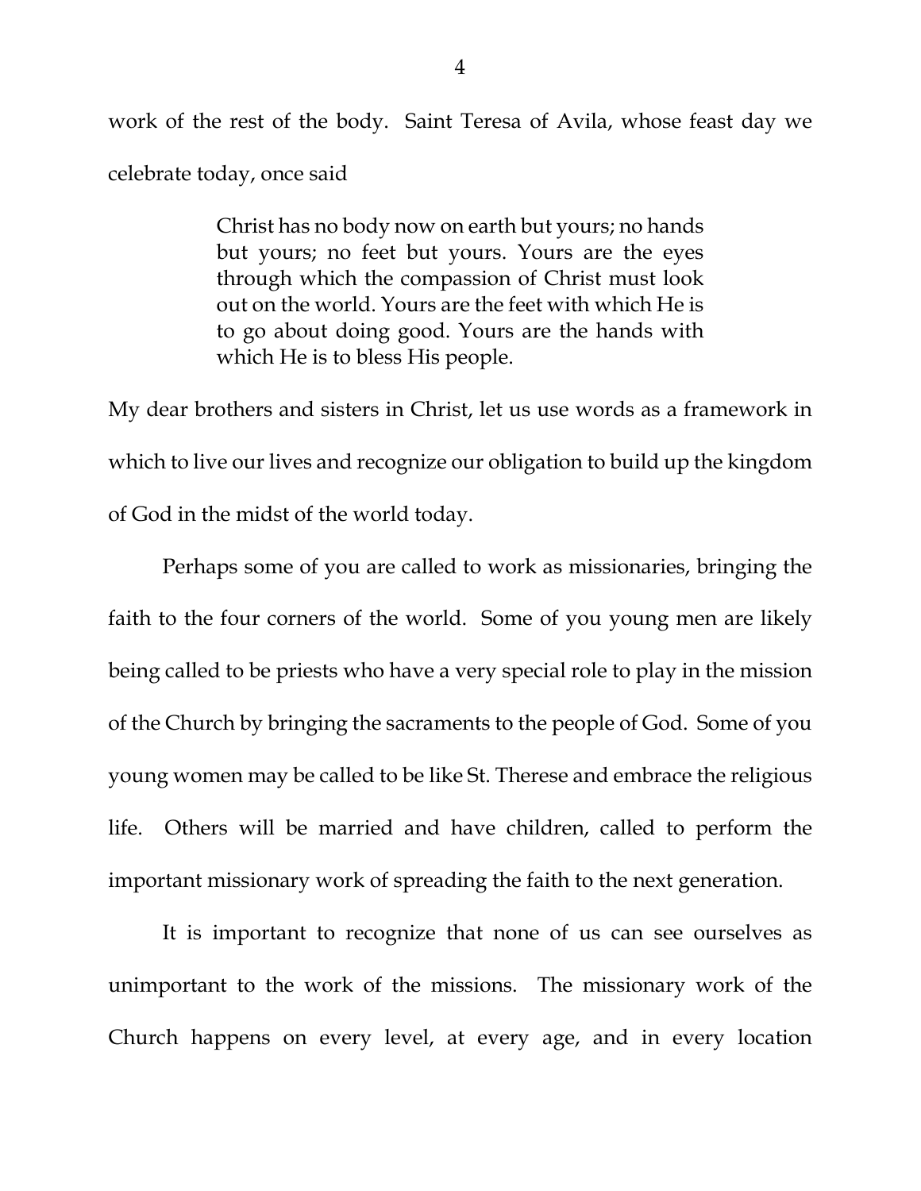work of the rest of the body. Saint Teresa of Avila, whose feast day we celebrate today, once said

> Christ has no body now on earth but yours; no hands but yours; no feet but yours. Yours are the eyes through which the compassion of Christ must look out on the world. Yours are the feet with which He is to go about doing good. Yours are the hands with which He is to bless His people.

My dear brothers and sisters in Christ, let us use words as a framework in which to live our lives and recognize our obligation to build up the kingdom of God in the midst of the world today.

Perhaps some of you are called to work as missionaries, bringing the faith to the four corners of the world. Some of you young men are likely being called to be priests who have a very special role to play in the mission of the Church by bringing the sacraments to the people of God. Some of you young women may be called to be like St. Therese and embrace the religious life. Others will be married and have children, called to perform the important missionary work of spreading the faith to the next generation.

It is important to recognize that none of us can see ourselves as unimportant to the work of the missions. The missionary work of the Church happens on every level, at every age, and in every location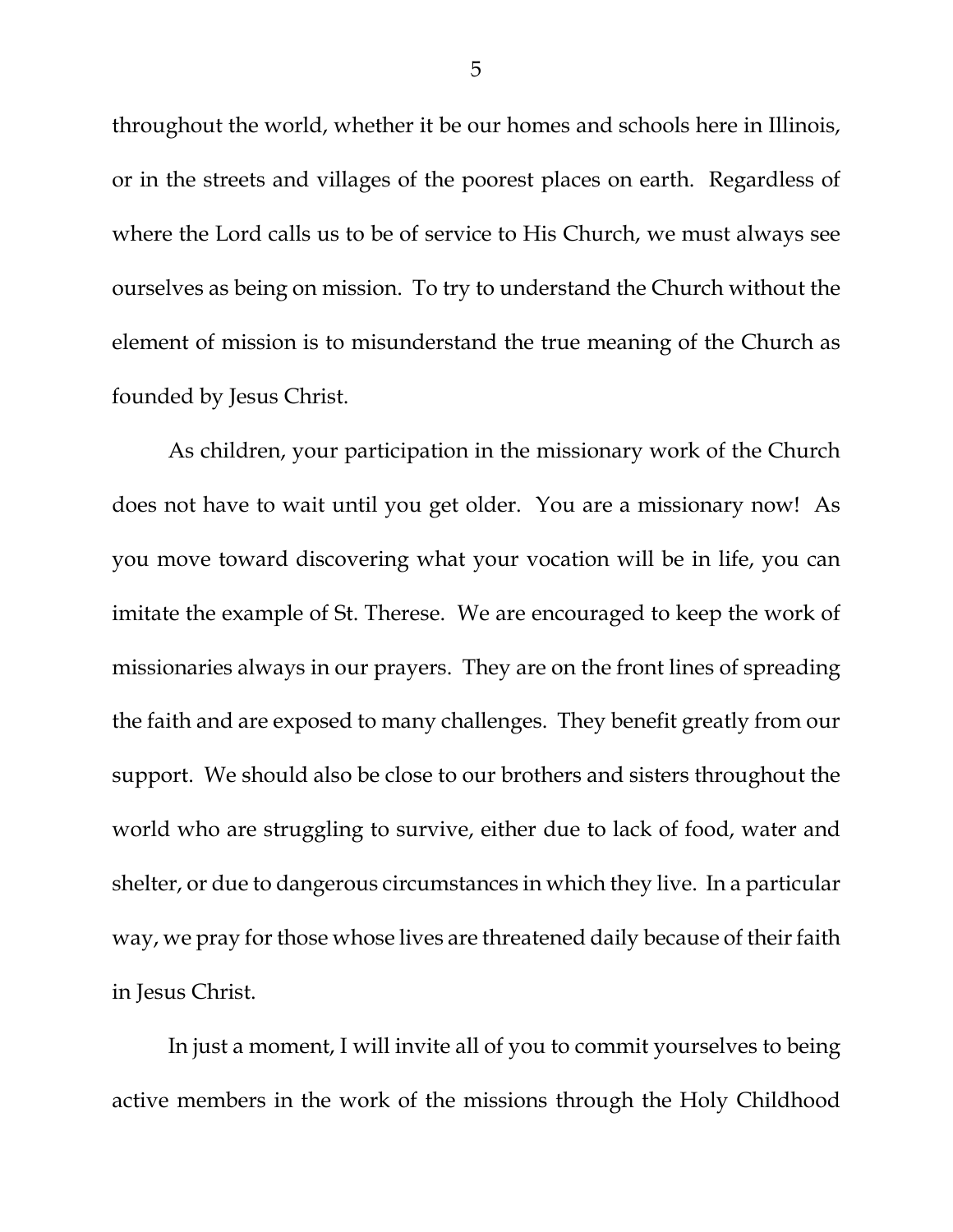throughout the world, whether it be our homes and schools here in Illinois, or in the streets and villages of the poorest places on earth. Regardless of where the Lord calls us to be of service to His Church, we must always see ourselves as being on mission. To try to understand the Church without the element of mission is to misunderstand the true meaning of the Church as founded by Jesus Christ.

As children, your participation in the missionary work of the Church does not have to wait until you get older. You are a missionary now! As you move toward discovering what your vocation will be in life, you can imitate the example of St. Therese. We are encouraged to keep the work of missionaries always in our prayers. They are on the front lines of spreading the faith and are exposed to many challenges. They benefit greatly from our support. We should also be close to our brothers and sisters throughout the world who are struggling to survive, either due to lack of food, water and shelter, or due to dangerous circumstances in which they live. In a particular way, we pray for those whose lives are threatened daily because of their faith in Jesus Christ.

In just a moment, I will invite all of you to commit yourselves to being active members in the work of the missions through the Holy Childhood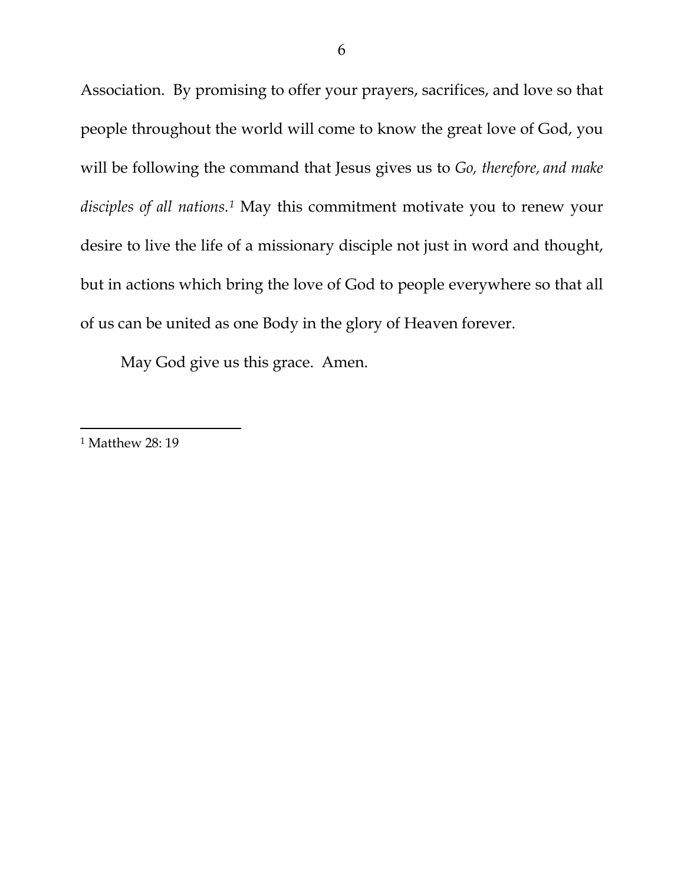Association. By promising to offer your prayers, sacrifices, and love so that people throughout the world will come to know the great love of God, you will be following the command that Jesus gives us to *Go, therefore, and make disciples of all nations.*[1] May this commitment motivate you to renew your desire to live the life of a missionary disciple not just in word and thought, but in actions which bring the love of God to people everywhere so that all of us can be united as one Body in the glory of Heaven forever.

May God give us this grace. Amen.

---

[1] Matthew 28: 19